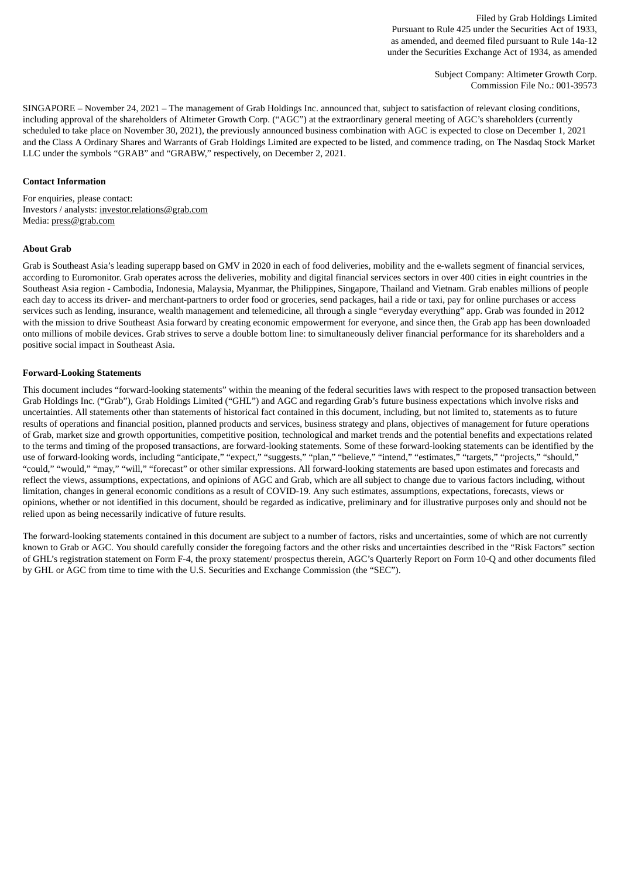Filed by Grab Holdings Limited
Pursuant to Rule 425 under the Securities Act of 1933,
as amended, and deemed filed pursuant to Rule 14a-12
under the Securities Exchange Act of 1934, as amended

Subject Company: Altimeter Growth Corp.
Commission File No.: 001-39573

SINGAPORE – November 24, 2021 – The management of Grab Holdings Inc. announced that, subject to satisfaction of relevant closing conditions, including approval of the shareholders of Altimeter Growth Corp. ("AGC") at the extraordinary general meeting of AGC's shareholders (currently scheduled to take place on November 30, 2021), the previously announced business combination with AGC is expected to close on December 1, 2021 and the Class A Ordinary Shares and Warrants of Grab Holdings Limited are expected to be listed, and commence trading, on The Nasdaq Stock Market LLC under the symbols "GRAB" and "GRABW," respectively, on December 2, 2021.

**Contact Information**

For enquiries, please contact:
Investors / analysts: investor.relations@grab.com
Media: press@grab.com

**About Grab**

Grab is Southeast Asia's leading superapp based on GMV in 2020 in each of food deliveries, mobility and the e-wallets segment of financial services, according to Euromonitor. Grab operates across the deliveries, mobility and digital financial services sectors in over 400 cities in eight countries in the Southeast Asia region - Cambodia, Indonesia, Malaysia, Myanmar, the Philippines, Singapore, Thailand and Vietnam. Grab enables millions of people each day to access its driver- and merchant-partners to order food or groceries, send packages, hail a ride or taxi, pay for online purchases or access services such as lending, insurance, wealth management and telemedicine, all through a single "everyday everything" app. Grab was founded in 2012 with the mission to drive Southeast Asia forward by creating economic empowerment for everyone, and since then, the Grab app has been downloaded onto millions of mobile devices. Grab strives to serve a double bottom line: to simultaneously deliver financial performance for its shareholders and a positive social impact in Southeast Asia.

**Forward-Looking Statements**

This document includes "forward-looking statements" within the meaning of the federal securities laws with respect to the proposed transaction between Grab Holdings Inc. ("Grab"), Grab Holdings Limited ("GHL") and AGC and regarding Grab's future business expectations which involve risks and uncertainties. All statements other than statements of historical fact contained in this document, including, but not limited to, statements as to future results of operations and financial position, planned products and services, business strategy and plans, objectives of management for future operations of Grab, market size and growth opportunities, competitive position, technological and market trends and the potential benefits and expectations related to the terms and timing of the proposed transactions, are forward-looking statements. Some of these forward-looking statements can be identified by the use of forward-looking words, including "anticipate," "expect," "suggests," "plan," "believe," "intend," "estimates," "targets," "projects," "should," "could," "would," "may," "will," "forecast" or other similar expressions. All forward-looking statements are based upon estimates and forecasts and reflect the views, assumptions, expectations, and opinions of AGC and Grab, which are all subject to change due to various factors including, without limitation, changes in general economic conditions as a result of COVID-19. Any such estimates, assumptions, expectations, forecasts, views or opinions, whether or not identified in this document, should be regarded as indicative, preliminary and for illustrative purposes only and should not be relied upon as being necessarily indicative of future results.

The forward-looking statements contained in this document are subject to a number of factors, risks and uncertainties, some of which are not currently known to Grab or AGC. You should carefully consider the foregoing factors and the other risks and uncertainties described in the "Risk Factors" section of GHL's registration statement on Form F-4, the proxy statement/ prospectus therein, AGC's Quarterly Report on Form 10-Q and other documents filed by GHL or AGC from time to time with the U.S. Securities and Exchange Commission (the "SEC").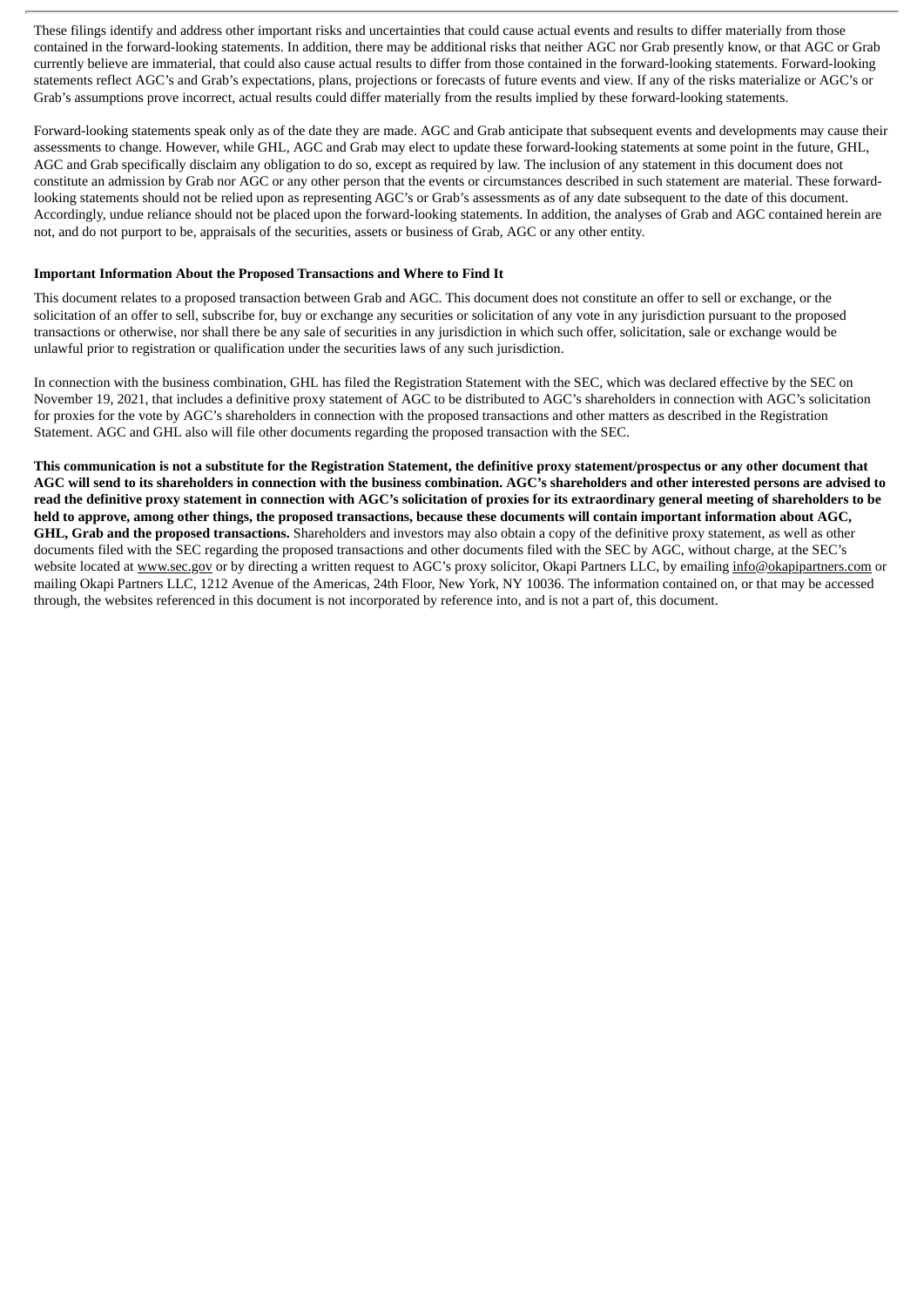These filings identify and address other important risks and uncertainties that could cause actual events and results to differ materially from those contained in the forward-looking statements. In addition, there may be additional risks that neither AGC nor Grab presently know, or that AGC or Grab currently believe are immaterial, that could also cause actual results to differ from those contained in the forward-looking statements. Forward-looking statements reflect AGC's and Grab's expectations, plans, projections or forecasts of future events and view. If any of the risks materialize or AGC's or Grab's assumptions prove incorrect, actual results could differ materially from the results implied by these forward-looking statements.

Forward-looking statements speak only as of the date they are made. AGC and Grab anticipate that subsequent events and developments may cause their assessments to change. However, while GHL, AGC and Grab may elect to update these forward-looking statements at some point in the future, GHL, AGC and Grab specifically disclaim any obligation to do so, except as required by law. The inclusion of any statement in this document does not constitute an admission by Grab nor AGC or any other person that the events or circumstances described in such statement are material. These forward-looking statements should not be relied upon as representing AGC's or Grab's assessments as of any date subsequent to the date of this document. Accordingly, undue reliance should not be placed upon the forward-looking statements. In addition, the analyses of Grab and AGC contained herein are not, and do not purport to be, appraisals of the securities, assets or business of Grab, AGC or any other entity.

**Important Information About the Proposed Transactions and Where to Find It**

This document relates to a proposed transaction between Grab and AGC. This document does not constitute an offer to sell or exchange, or the solicitation of an offer to sell, subscribe for, buy or exchange any securities or solicitation of any vote in any jurisdiction pursuant to the proposed transactions or otherwise, nor shall there be any sale of securities in any jurisdiction in which such offer, solicitation, sale or exchange would be unlawful prior to registration or qualification under the securities laws of any such jurisdiction.

In connection with the business combination, GHL has filed the Registration Statement with the SEC, which was declared effective by the SEC on November 19, 2021, that includes a definitive proxy statement of AGC to be distributed to AGC's shareholders in connection with AGC's solicitation for proxies for the vote by AGC's shareholders in connection with the proposed transactions and other matters as described in the Registration Statement. AGC and GHL also will file other documents regarding the proposed transaction with the SEC.

**This communication is not a substitute for the Registration Statement, the definitive proxy statement/prospectus or any other document that AGC will send to its shareholders in connection with the business combination. AGC's shareholders and other interested persons are advised to read the definitive proxy statement in connection with AGC's solicitation of proxies for its extraordinary general meeting of shareholders to be held to approve, among other things, the proposed transactions, because these documents will contain important information about AGC, GHL, Grab and the proposed transactions.** Shareholders and investors may also obtain a copy of the definitive proxy statement, as well as other documents filed with the SEC regarding the proposed transactions and other documents filed with the SEC by AGC, without charge, at the SEC's website located at www.sec.gov or by directing a written request to AGC's proxy solicitor, Okapi Partners LLC, by emailing info@okapipartners.com or mailing Okapi Partners LLC, 1212 Avenue of the Americas, 24th Floor, New York, NY 10036. The information contained on, or that may be accessed through, the websites referenced in this document is not incorporated by reference into, and is not a part of, this document.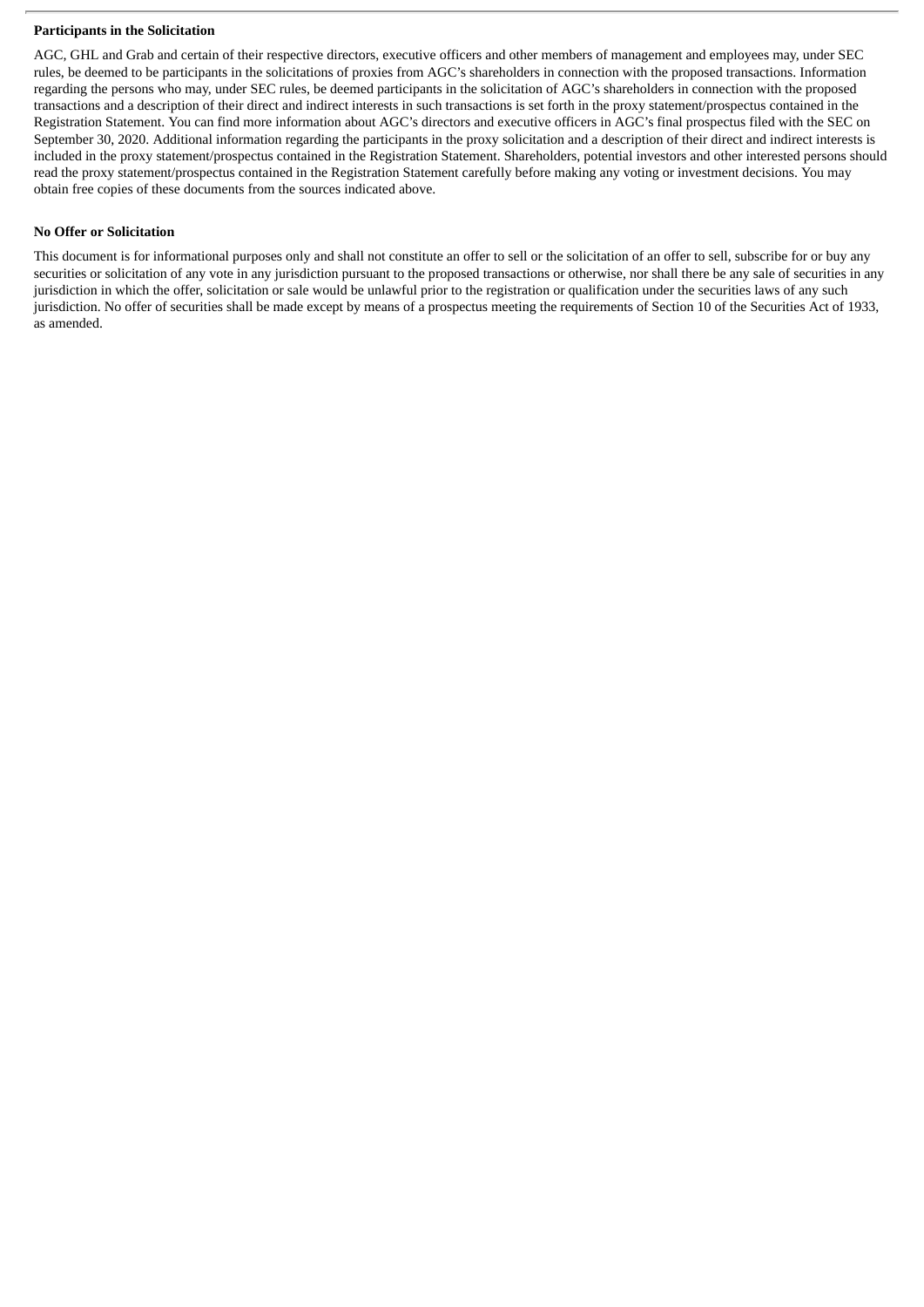**Participants in the Solicitation**

AGC, GHL and Grab and certain of their respective directors, executive officers and other members of management and employees may, under SEC rules, be deemed to be participants in the solicitations of proxies from AGC's shareholders in connection with the proposed transactions. Information regarding the persons who may, under SEC rules, be deemed participants in the solicitation of AGC's shareholders in connection with the proposed transactions and a description of their direct and indirect interests in such transactions is set forth in the proxy statement/prospectus contained in the Registration Statement. You can find more information about AGC's directors and executive officers in AGC's final prospectus filed with the SEC on September 30, 2020. Additional information regarding the participants in the proxy solicitation and a description of their direct and indirect interests is included in the proxy statement/prospectus contained in the Registration Statement. Shareholders, potential investors and other interested persons should read the proxy statement/prospectus contained in the Registration Statement carefully before making any voting or investment decisions. You may obtain free copies of these documents from the sources indicated above.

**No Offer or Solicitation**

This document is for informational purposes only and shall not constitute an offer to sell or the solicitation of an offer to sell, subscribe for or buy any securities or solicitation of any vote in any jurisdiction pursuant to the proposed transactions or otherwise, nor shall there be any sale of securities in any jurisdiction in which the offer, solicitation or sale would be unlawful prior to the registration or qualification under the securities laws of any such jurisdiction. No offer of securities shall be made except by means of a prospectus meeting the requirements of Section 10 of the Securities Act of 1933, as amended.